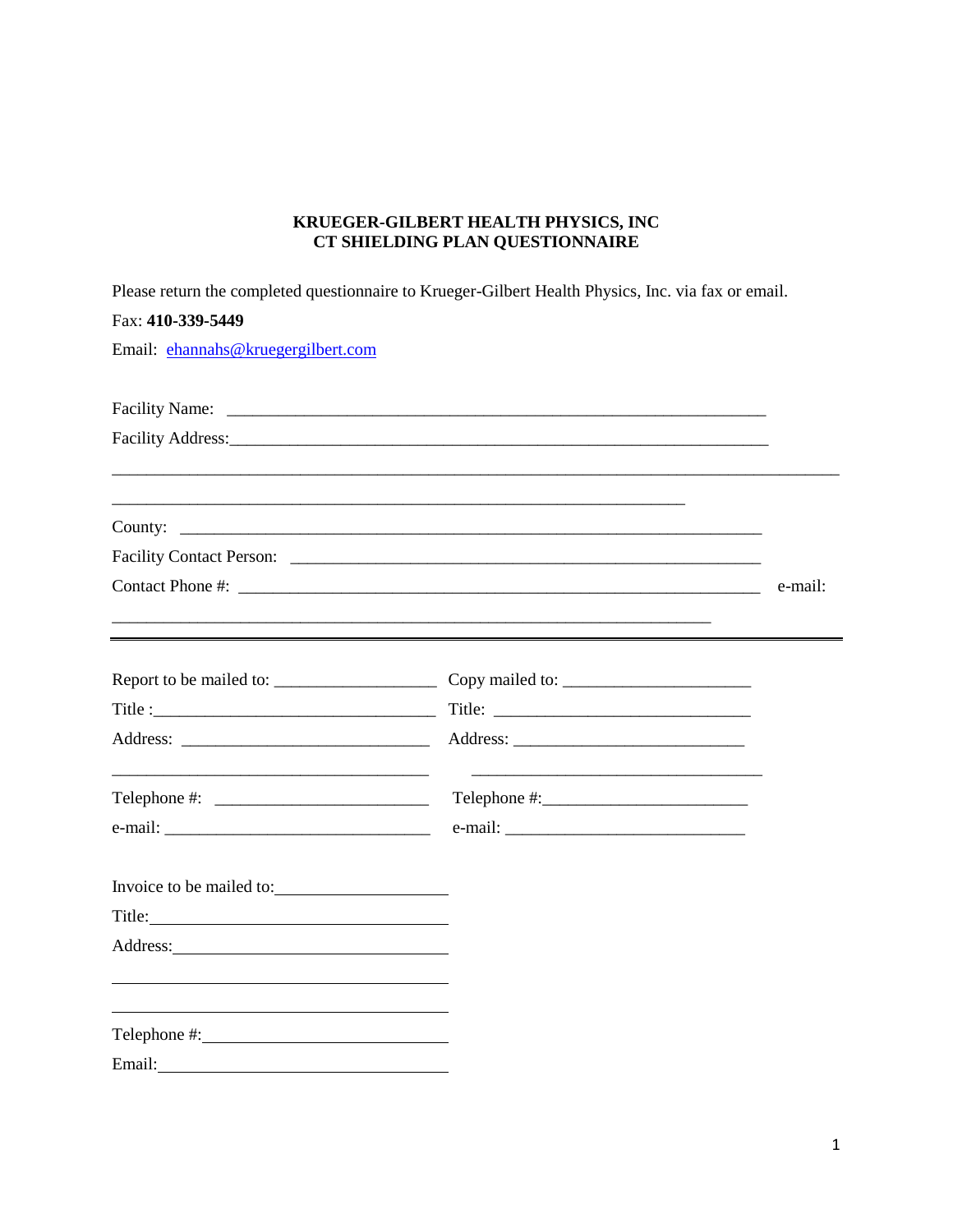**KRUEGER-GILBERT HEALTH PHYSICS, INC**
**CT SHIELDING PLAN QUESTIONNAIRE**

Please return the completed questionnaire to Krueger-Gilbert Health Physics, Inc. via fax or email.

Fax: **410-339-5449**

Email: ehannahs@kruegergilbert.com

Facility Name: ___________________________________________________________________

Facility Address: _________________________________________________________________

_______________________________________________________________________________________

________________________________________________________________________

County: ________________________________________________________________________

Facility Contact Person: __________________________________________________________

Contact Phone #: _________________________________________________________________ e-mail:

___________________________________________________________________________

---

Report to be mailed to: ___________________ Copy mailed to: _____________________

Title: ________________________________ Title: ______________________________

Address: _____________________________ Address: ___________________________

________________________________________ ____________________________________

Telephone #: __________________________ Telephone #: ________________________

e-mail: _______________________________ e-mail: ____________________________

Invoice to be mailed to: ____________________

Title: ______________________________________

Address: ___________________________________

____________________________________________

____________________________________________

Telephone #: _______________________________

Email: _____________________________________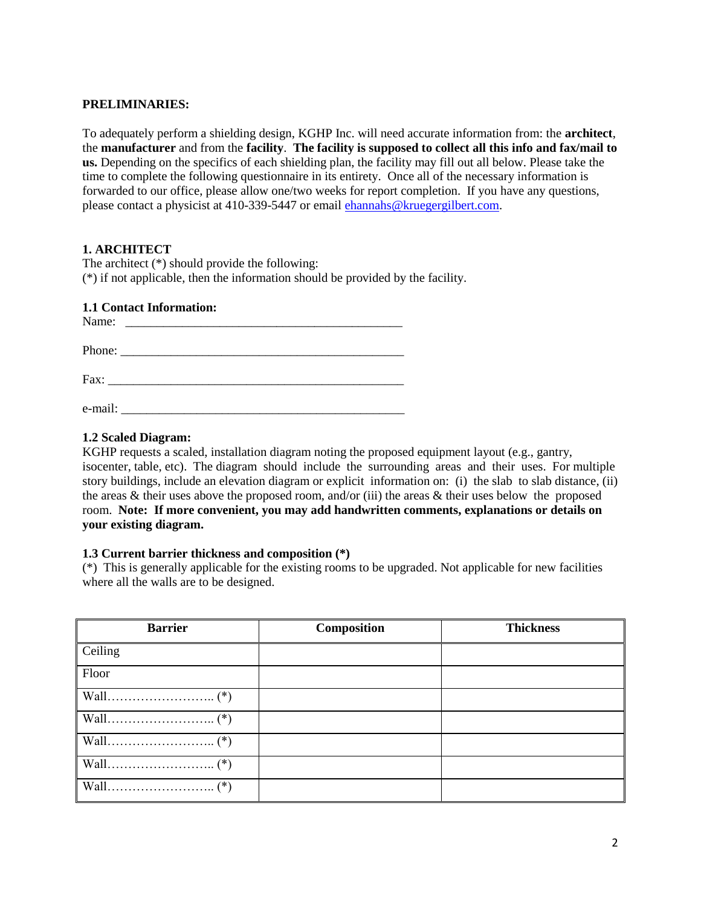**PRELIMINARIES:**

To adequately perform a shielding design, KGHP Inc. will need accurate information from: the **architect**, the **manufacturer** and from the **facility**. **The facility is supposed to collect all this info and fax/mail to us.** Depending on the specifics of each shielding plan, the facility may fill out all below. Please take the time to complete the following questionnaire in its entirety. Once all of the necessary information is forwarded to our office, please allow one/two weeks for report completion. If you have any questions, please contact a physicist at 410-339-5447 or email ehannahs@kruegergilbert.com.

## 1. ARCHITECT

The architect (*) should provide the following:
(*) if not applicable, then the information should be provided by the facility.

### 1.1 Contact Information:

Name: ___________________________________________

Phone: ___________________________________________

Fax: ______________________________________________

e-mail: ___________________________________________

### 1.2 Scaled Diagram:

KGHP requests a scaled, installation diagram noting the proposed equipment layout (e.g., gantry, isocenter, table, etc). The diagram should include the surrounding areas and their uses. For multiple story buildings, include an elevation diagram or explicit information on: (i) the slab to slab distance, (ii) the areas & their uses above the proposed room, and/or (iii) the areas & their uses below the proposed room. **Note: If more convenient, you may add handwritten comments, explanations or details on your existing diagram.**

### 1.3 Current barrier thickness and composition (*)

(*) This is generally applicable for the existing rooms to be upgraded. Not applicable for new facilities where all the walls are to be designed.

| Barrier | Composition | Thickness |
|---|---|---|
| Ceiling | | |
| Floor | | |
| Wall…………………….. (*) | | |
| Wall…………………….. (*) | | |
| Wall…………………….. (*) | | |
| Wall…………………….. (*) | | |
| Wall…………………….. (*) | | |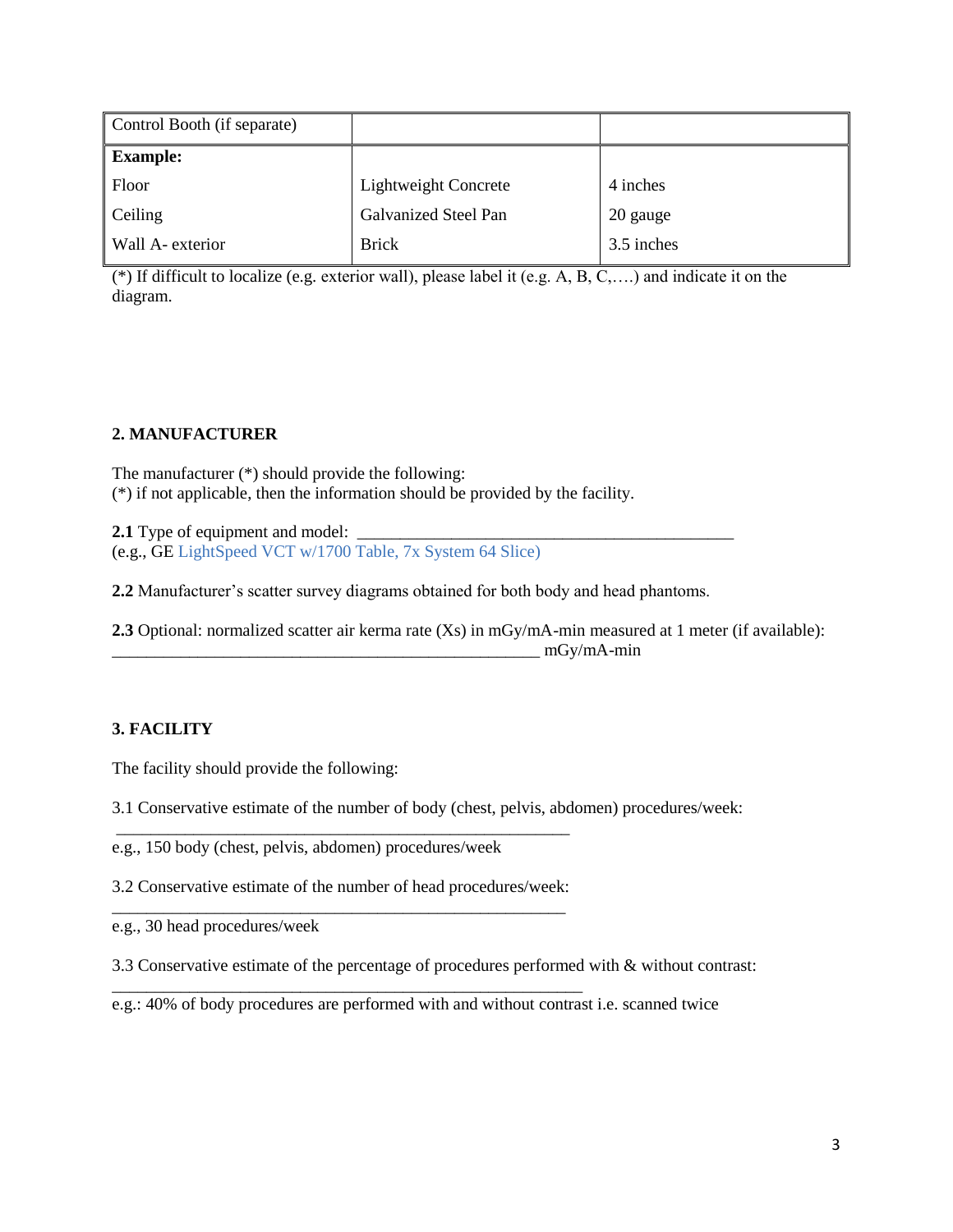| | | |
|---|---|---|
| Control Booth (if separate) | | |
| **Example:**<br>Floor<br>Ceiling<br>Wall A- exterior | <br>Lightweight Concrete<br>Galvanized Steel Pan<br>Brick | <br>4 inches<br>20 gauge<br>3.5 inches |

(*) If difficult to localize (e.g. exterior wall), please label it (e.g. A, B, C,….) and indicate it on the diagram.

### 2. MANUFACTURER

The manufacturer (*) should provide the following:
(*) if not applicable, then the information should be provided by the facility.

**2.1** Type of equipment and model: _______________________________________________
(e.g., GE LightSpeed VCT w/1700 Table, 7x System 64 Slice)

**2.2** Manufacturer's scatter survey diagrams obtained for both body and head phantoms.

**2.3** Optional: normalized scatter air kerma rate (Xs) in mGy/mA-min measured at 1 meter (if available):
______________________________________________________ mGy/mA-min

### 3. FACILITY

The facility should provide the following:

3.1 Conservative estimate of the number of body (chest, pelvis, abdomen) procedures/week:
_________________________________________________________
e.g., 150 body (chest, pelvis, abdomen) procedures/week

3.2 Conservative estimate of the number of head procedures/week:
_________________________________________________________
e.g., 30 head procedures/week

3.3 Conservative estimate of the percentage of procedures performed with & without contrast:
___________________________________________________________
e.g.: 40% of body procedures are performed with and without contrast i.e. scanned twice